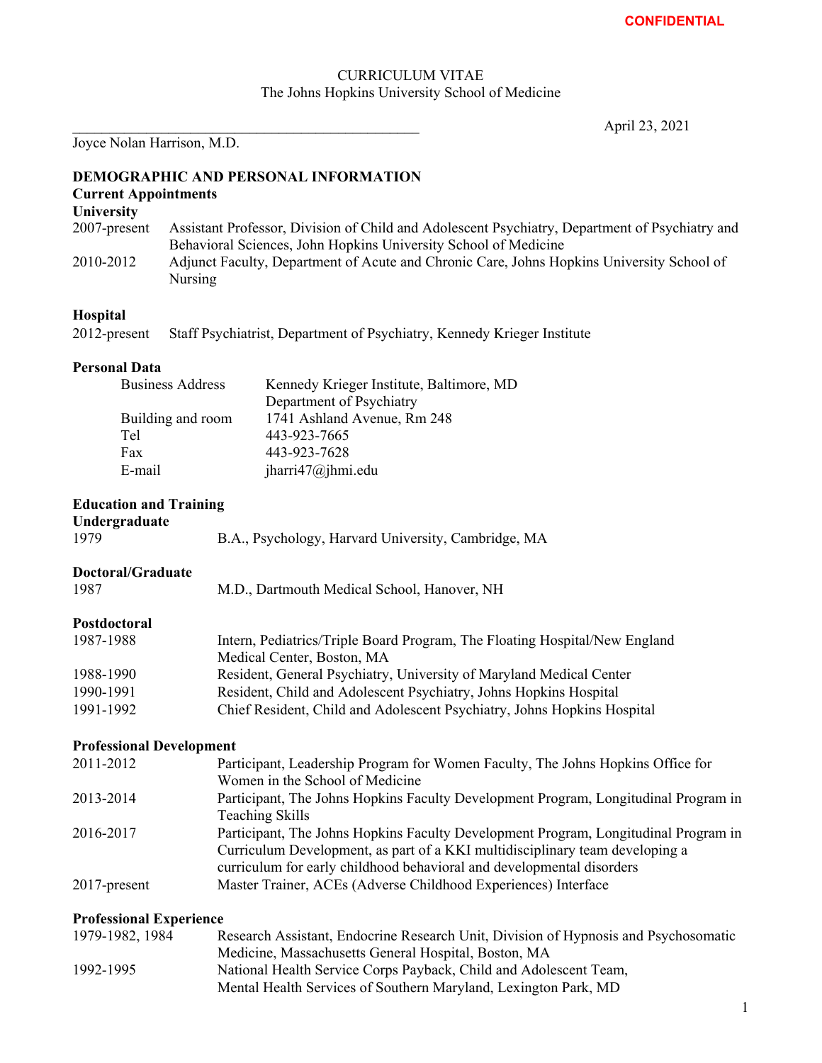CONFIDENTIAL

CURRICULUM VITAE
The Johns Hopkins University School of Medicine

April 23, 2021

Joyce Nolan Harrison, M.D.

## DEMOGRAPHIC AND PERSONAL INFORMATION

### Current Appointments

**University**

| | |
|---|---|
| 2007-present | Assistant Professor, Division of Child and Adolescent Psychiatry, Department of Psychiatry and Behavioral Sciences, John Hopkins University School of Medicine |
| 2010-2012 | Adjunct Faculty, Department of Acute and Chronic Care, Johns Hopkins University School of Nursing |

**Hospital**

| | |
|---|---|
| 2012-present | Staff Psychiatrist, Department of Psychiatry, Kennedy Krieger Institute |

### Personal Data

| | |
|---|---|
| Business Address | Kennedy Krieger Institute, Baltimore, MD<br>Department of Psychiatry |
| Building and room | 1741 Ashland Avenue, Rm 248 |
| Tel | 443-923-7665 |
| Fax | 443-923-7628 |
| E-mail | jharri47@jhmi.edu |

### Education and Training

**Undergraduate**

| | |
|---|---|
| 1979 | B.A., Psychology, Harvard University, Cambridge, MA |

**Doctoral/Graduate**

| | |
|---|---|
| 1987 | M.D., Dartmouth Medical School, Hanover, NH |

**Postdoctoral**

| | |
|---|---|
| 1987-1988 | Intern, Pediatrics/Triple Board Program, The Floating Hospital/New England Medical Center, Boston, MA |
| 1988-1990 | Resident, General Psychiatry, University of Maryland Medical Center |
| 1990-1991 | Resident, Child and Adolescent Psychiatry, Johns Hopkins Hospital |
| 1991-1992 | Chief Resident, Child and Adolescent Psychiatry, Johns Hopkins Hospital |

### Professional Development

| | |
|---|---|
| 2011-2012 | Participant, Leadership Program for Women Faculty, The Johns Hopkins Office for Women in the School of Medicine |
| 2013-2014 | Participant, The Johns Hopkins Faculty Development Program, Longitudinal Program in Teaching Skills |
| 2016-2017 | Participant, The Johns Hopkins Faculty Development Program, Longitudinal Program in Curriculum Development, as part of a KKI multidisciplinary team developing a curriculum for early childhood behavioral and developmental disorders |
| 2017-present | Master Trainer, ACEs (Adverse Childhood Experiences) Interface |

### Professional Experience

| | |
|---|---|
| 1979-1982, 1984 | Research Assistant, Endocrine Research Unit, Division of Hypnosis and Psychosomatic Medicine, Massachusetts General Hospital, Boston, MA |
| 1992-1995 | National Health Service Corps Payback, Child and Adolescent Team, Mental Health Services of Southern Maryland, Lexington Park, MD |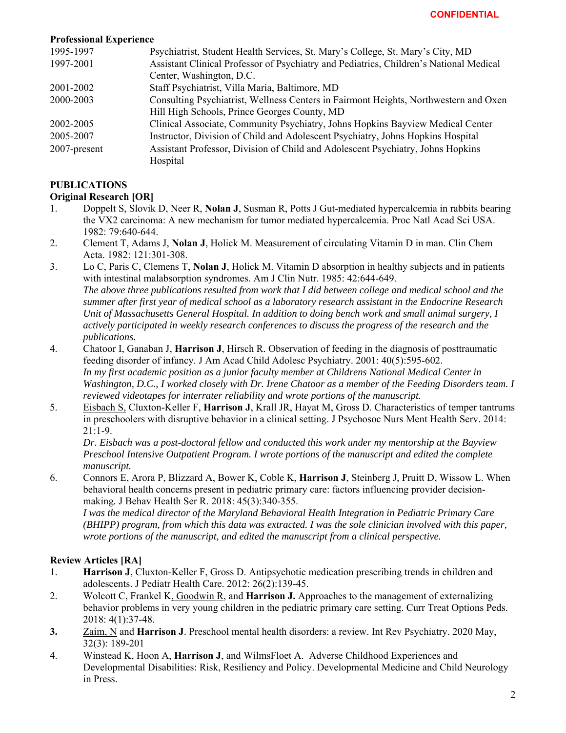**CONFIDENTIAL**

**Professional Experience**

| | |
|---|---|
| 1995-1997 | Psychiatrist, Student Health Services, St. Mary's College, St. Mary's City, MD |
| 1997-2001 | Assistant Clinical Professor of Psychiatry and Pediatrics, Children's National Medical Center, Washington, D.C. |
| 2001-2002 | Staff Psychiatrist, Villa Maria, Baltimore, MD |
| 2000-2003 | Consulting Psychiatrist, Wellness Centers in Fairmont Heights, Northwestern and Oxen Hill High Schools, Prince Georges County, MD |
| 2002-2005 | Clinical Associate, Community Psychiatry, Johns Hopkins Bayview Medical Center |
| 2005-2007 | Instructor, Division of Child and Adolescent Psychiatry, Johns Hopkins Hospital |
| 2007-present | Assistant Professor, Division of Child and Adolescent Psychiatry, Johns Hopkins Hospital |

**PUBLICATIONS**

**Original Research [OR]**

1. Doppelt S, Slovik D, Neer R, **Nolan J**, Susman R, Potts J Gut-mediated hypercalcemia in rabbits bearing the VX2 carcinoma: A new mechanism for tumor mediated hypercalcemia. Proc Natl Acad Sci USA. 1982: 79:640-644.
2. Clement T, Adams J, **Nolan J**, Holick M. Measurement of circulating Vitamin D in man. Clin Chem Acta. 1982: 121:301-308.
3. Lo C, Paris C, Clemens T, **Nolan J**, Holick M. Vitamin D absorption in healthy subjects and in patients with intestinal malabsorption syndromes. Am J Clin Nutr. 1985: 42:644-649.
   *The above three publications resulted from work that I did between college and medical school and the summer after first year of medical school as a laboratory research assistant in the Endocrine Research Unit of Massachusetts General Hospital. In addition to doing bench work and small animal surgery, I actively participated in weekly research conferences to discuss the progress of the research and the publications.*
4. Chatoor I, Ganaban J, **Harrison J**, Hirsch R. Observation of feeding in the diagnosis of posttraumatic feeding disorder of infancy. J Am Acad Child Adolesc Psychiatry. 2001: 40(5):595-602.
   *In my first academic position as a junior faculty member at Childrens National Medical Center in Washington, D.C., I worked closely with Dr. Irene Chatoor as a member of the Feeding Disorders team. I reviewed videotapes for interrater reliability and wrote portions of the manuscript.*
5. <u>Eisbach S,</u> Cluxton-Keller F, **Harrison J**, Krall JR, Hayat M, Gross D. Characteristics of temper tantrums in preschoolers with disruptive behavior in a clinical setting. J Psychosoc Nurs Ment Health Serv. 2014: 21:1-9.
   *Dr. Eisbach was a post-doctoral fellow and conducted this work under my mentorship at the Bayview Preschool Intensive Outpatient Program. I wrote portions of the manuscript and edited the complete manuscript.*
6. Connors E, Arora P, Blizzard A, Bower K, Coble K, **Harrison J**, Steinberg J, Pruitt D, Wissow L. When behavioral health concerns present in pediatric primary care: factors influencing provider decision-making. J Behav Health Ser R. 2018: 45(3):340-355.
   *I was the medical director of the Maryland Behavioral Health Integration in Pediatric Primary Care (BHIPP) program, from which this data was extracted. I was the sole clinician involved with this paper, wrote portions of the manuscript, and edited the manuscript from a clinical perspective.*

**Review Articles [RA]**

1. **Harrison J**, Cluxton-Keller F, Gross D. Antipsychotic medication prescribing trends in children and adolescents. J Pediatr Health Care. 2012: 26(2):139-45.
2. Wolcott C, Frankel K<u>, Goodwin R</u>, and **Harrison J.** Approaches to the management of externalizing behavior problems in very young children in the pediatric primary care setting. Curr Treat Options Peds. 2018: 4(1):37-48.
3. <u>Zaim, N</u> and **Harrison J**. Preschool mental health disorders: a review. Int Rev Psychiatry. 2020 May, 32(3): 189-201
4. Winstead K, Hoon A, **Harrison J**, and WilmsFloet A. Adverse Childhood Experiences and Developmental Disabilities: Risk, Resiliency and Policy. Developmental Medicine and Child Neurology in Press.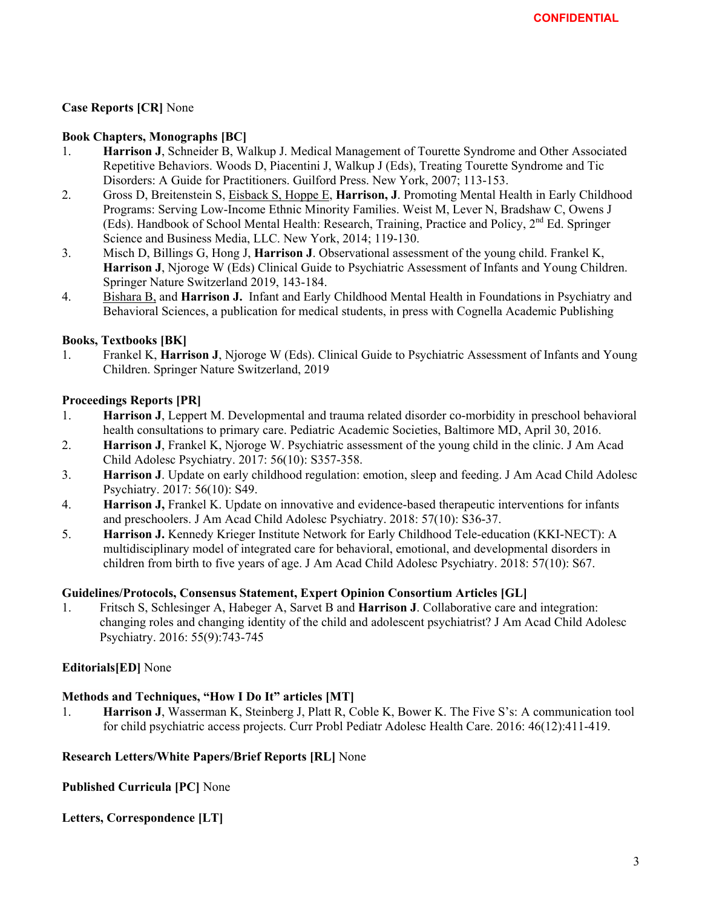**Case Reports [CR]** None

**Book Chapters, Monographs [BC]**

1. **Harrison J**, Schneider B, Walkup J. Medical Management of Tourette Syndrome and Other Associated Repetitive Behaviors. Woods D, Piacentini J, Walkup J (Eds), Treating Tourette Syndrome and Tic Disorders: A Guide for Practitioners. Guilford Press. New York, 2007; 113-153.
2. Gross D, Breitenstein S, Eisback S, Hoppe E, **Harrison, J**. Promoting Mental Health in Early Childhood Programs: Serving Low-Income Ethnic Minority Families. Weist M, Lever N, Bradshaw C, Owens J (Eds). Handbook of School Mental Health: Research, Training, Practice and Policy, 2nd Ed. Springer Science and Business Media, LLC. New York, 2014; 119-130.
3. Misch D, Billings G, Hong J, **Harrison J**. Observational assessment of the young child. Frankel K, **Harrison J**, Njoroge W (Eds) Clinical Guide to Psychiatric Assessment of Infants and Young Children. Springer Nature Switzerland 2019, 143-184.
4. Bishara B, and **Harrison J.** Infant and Early Childhood Mental Health in Foundations in Psychiatry and Behavioral Sciences, a publication for medical students, in press with Cognella Academic Publishing

**Books, Textbooks [BK]**

1. Frankel K, **Harrison J**, Njoroge W (Eds). Clinical Guide to Psychiatric Assessment of Infants and Young Children. Springer Nature Switzerland, 2019

**Proceedings Reports [PR]**

1. **Harrison J**, Leppert M. Developmental and trauma related disorder co-morbidity in preschool behavioral health consultations to primary care. Pediatric Academic Societies, Baltimore MD, April 30, 2016.
2. **Harrison J**, Frankel K, Njoroge W. Psychiatric assessment of the young child in the clinic. J Am Acad Child Adolesc Psychiatry. 2017: 56(10): S357-358.
3. **Harrison J**. Update on early childhood regulation: emotion, sleep and feeding. J Am Acad Child Adolesc Psychiatry. 2017: 56(10): S49.
4. **Harrison J,** Frankel K. Update on innovative and evidence-based therapeutic interventions for infants and preschoolers. J Am Acad Child Adolesc Psychiatry. 2018: 57(10): S36-37.
5. **Harrison J.** Kennedy Krieger Institute Network for Early Childhood Tele-education (KKI-NECT): A multidisciplinary model of integrated care for behavioral, emotional, and developmental disorders in children from birth to five years of age. J Am Acad Child Adolesc Psychiatry. 2018: 57(10): S67.

**Guidelines/Protocols, Consensus Statement, Expert Opinion Consortium Articles [GL]**

1. Fritsch S, Schlesinger A, Habeger A, Sarvet B and **Harrison J**. Collaborative care and integration: changing roles and changing identity of the child and adolescent psychiatrist? J Am Acad Child Adolesc Psychiatry. 2016: 55(9):743-745

**Editorials[ED]** None

**Methods and Techniques, "How I Do It" articles [MT]**

1. **Harrison J**, Wasserman K, Steinberg J, Platt R, Coble K, Bower K. The Five S's: A communication tool for child psychiatric access projects. Curr Probl Pediatr Adolesc Health Care. 2016: 46(12):411-419.

**Research Letters/White Papers/Brief Reports [RL]** None

**Published Curricula [PC]** None

**Letters, Correspondence [LT]**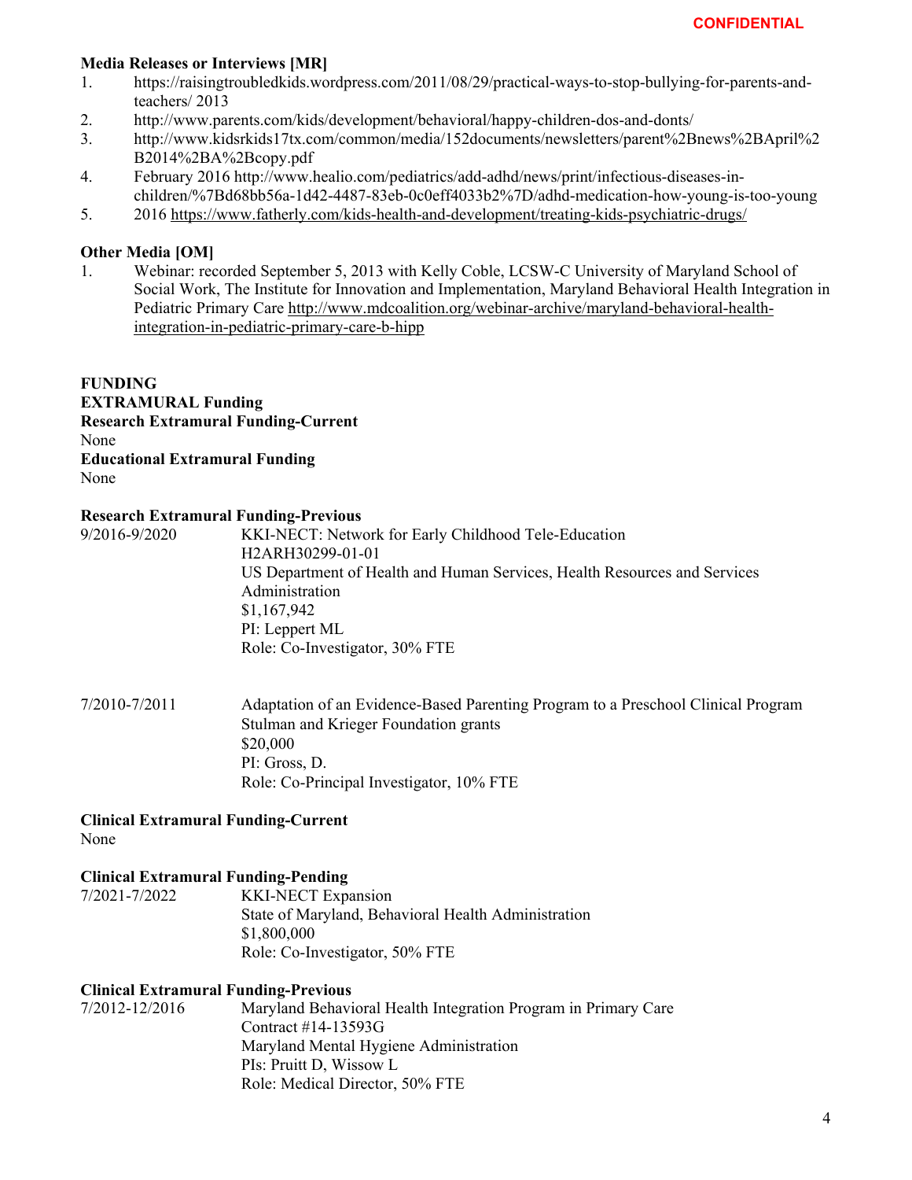**Media Releases or Interviews [MR]**

1. https://raisingtroubledkids.wordpress.com/2011/08/29/practical-ways-to-stop-bullying-for-parents-and-teachers/ 2013
2. http://www.parents.com/kids/development/behavioral/happy-children-dos-and-donts/
3. http://www.kidsrkids17tx.com/common/media/152documents/newsletters/parent%2Bnews%2BApril%2B2014%2BA%2Bcopy.pdf
4. February 2016 http://www.healio.com/pediatrics/add-adhd/news/print/infectious-diseases-in-children/%7Bd68bb56a-1d42-4487-83eb-0c0eff4033b2%7D/adhd-medication-how-young-is-too-young
5. 2016 https://www.fatherly.com/kids-health-and-development/treating-kids-psychiatric-drugs/

**Other Media [OM]**

1. Webinar: recorded September 5, 2013 with Kelly Coble, LCSW-C University of Maryland School of Social Work, The Institute for Innovation and Implementation, Maryland Behavioral Health Integration in Pediatric Primary Care http://www.mdcoalition.org/webinar-archive/maryland-behavioral-health-integration-in-pediatric-primary-care-b-hipp

**FUNDING**

**EXTRAMURAL Funding**

**Research Extramural Funding-Current**

None

**Educational Extramural Funding**

None

**Research Extramural Funding-Previous**

9/2016-9/2020 KKI-NECT: Network for Early Childhood Tele-Education
H2ARH30299-01-01
US Department of Health and Human Services, Health Resources and Services Administration
$1,167,942
PI: Leppert ML
Role: Co-Investigator, 30% FTE

7/2010-7/2011 Adaptation of an Evidence-Based Parenting Program to a Preschool Clinical Program
Stulman and Krieger Foundation grants
$20,000
PI: Gross, D.
Role: Co-Principal Investigator, 10% FTE

**Clinical Extramural Funding-Current**

None

**Clinical Extramural Funding-Pending**

7/2021-7/2022 KKI-NECT Expansion
State of Maryland, Behavioral Health Administration
$1,800,000
Role: Co-Investigator, 50% FTE

**Clinical Extramural Funding-Previous**

7/2012-12/2016 Maryland Behavioral Health Integration Program in Primary Care
Contract #14-13593G
Maryland Mental Hygiene Administration
PIs: Pruitt D, Wissow L
Role: Medical Director, 50% FTE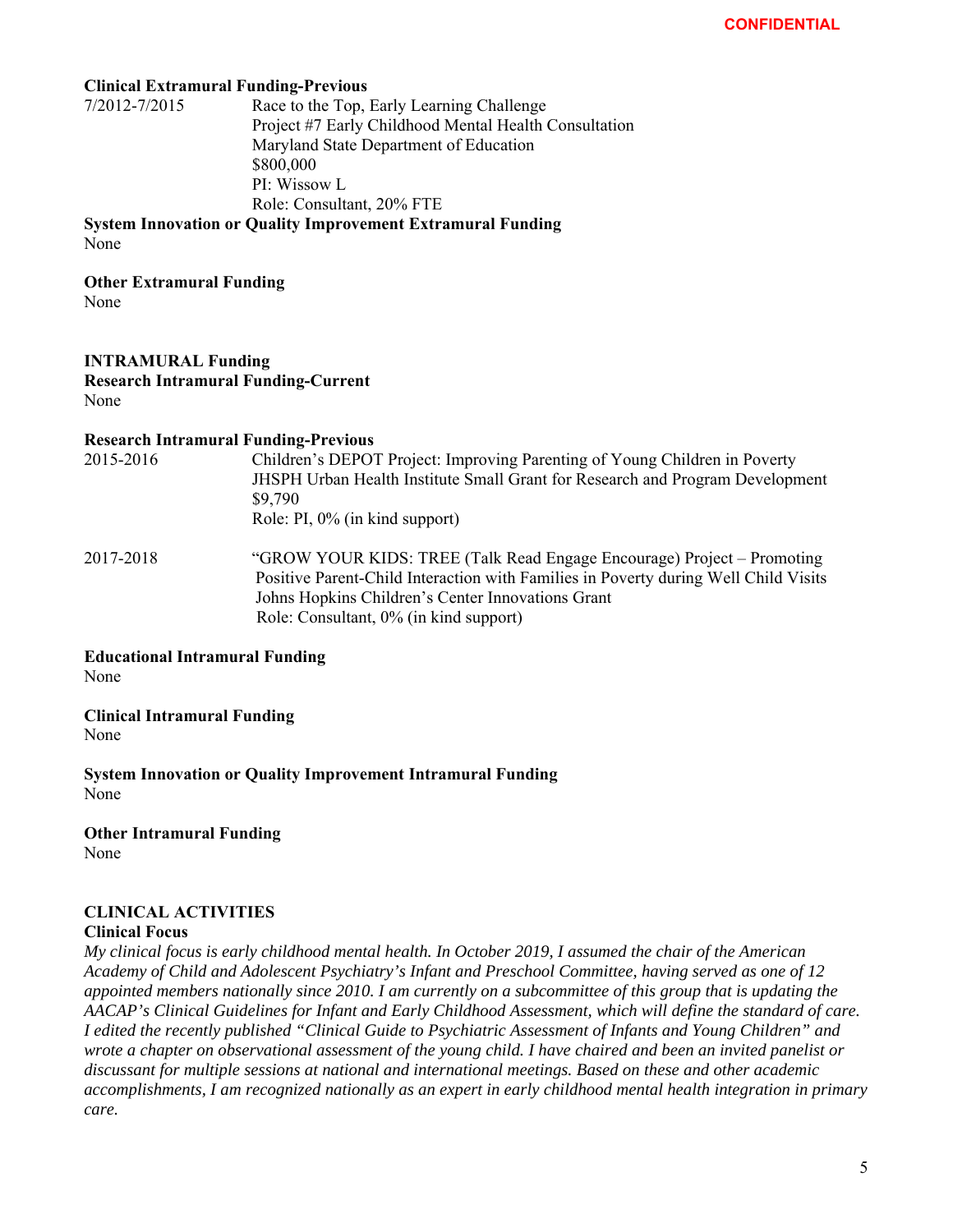**Clinical Extramural Funding-Previous**

7/2012-7/2015 Race to the Top, Early Learning Challenge
Project #7 Early Childhood Mental Health Consultation
Maryland State Department of Education
$800,000
PI: Wissow L
Role: Consultant, 20% FTE

**System Innovation or Quality Improvement Extramural Funding**

None

**Other Extramural Funding**

None

**INTRAMURAL Funding**

**Research Intramural Funding-Current**

None

**Research Intramural Funding-Previous**

2015-2016 Children's DEPOT Project: Improving Parenting of Young Children in Poverty
JHSPH Urban Health Institute Small Grant for Research and Program Development
$9,790
Role: PI, 0% (in kind support)

2017-2018 "GROW YOUR KIDS: TREE (Talk Read Engage Encourage) Project – Promoting Positive Parent-Child Interaction with Families in Poverty during Well Child Visits
Johns Hopkins Children's Center Innovations Grant
Role: Consultant, 0% (in kind support)

**Educational Intramural Funding**

None

**Clinical Intramural Funding**

None

**System Innovation or Quality Improvement Intramural Funding**

None

**Other Intramural Funding**

None

**CLINICAL ACTIVITIES**

**Clinical Focus**

*My clinical focus is early childhood mental health. In October 2019, I assumed the chair of the American Academy of Child and Adolescent Psychiatry's Infant and Preschool Committee, having served as one of 12 appointed members nationally since 2010. I am currently on a subcommittee of this group that is updating the AACAP's Clinical Guidelines for Infant and Early Childhood Assessment, which will define the standard of care. I edited the recently published "Clinical Guide to Psychiatric Assessment of Infants and Young Children" and wrote a chapter on observational assessment of the young child. I have chaired and been an invited panelist or discussant for multiple sessions at national and international meetings. Based on these and other academic accomplishments, I am recognized nationally as an expert in early childhood mental health integration in primary care.*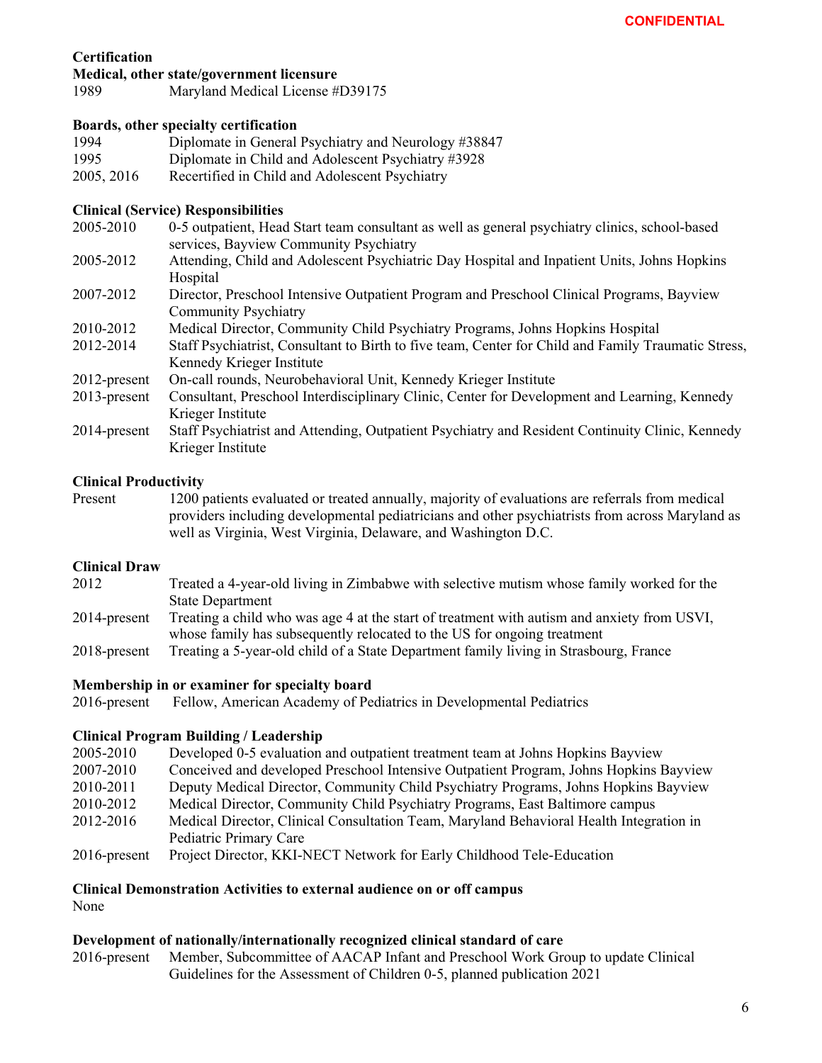**CONFIDENTIAL**

**Certification**

**Medical, other state/government licensure**

1989 Maryland Medical License #D39175

**Boards, other specialty certification**

1994 Diplomate in General Psychiatry and Neurology #38847
1995 Diplomate in Child and Adolescent Psychiatry #3928
2005, 2016 Recertified in Child and Adolescent Psychiatry

**Clinical (Service) Responsibilities**

2005-2010 0-5 outpatient, Head Start team consultant as well as general psychiatry clinics, school-based services, Bayview Community Psychiatry
2005-2012 Attending, Child and Adolescent Psychiatric Day Hospital and Inpatient Units, Johns Hopkins Hospital
2007-2012 Director, Preschool Intensive Outpatient Program and Preschool Clinical Programs, Bayview Community Psychiatry
2010-2012 Medical Director, Community Child Psychiatry Programs, Johns Hopkins Hospital
2012-2014 Staff Psychiatrist, Consultant to Birth to five team, Center for Child and Family Traumatic Stress, Kennedy Krieger Institute
2012-present On-call rounds, Neurobehavioral Unit, Kennedy Krieger Institute
2013-present Consultant, Preschool Interdisciplinary Clinic, Center for Development and Learning, Kennedy Krieger Institute
2014-present Staff Psychiatrist and Attending, Outpatient Psychiatry and Resident Continuity Clinic, Kennedy Krieger Institute

**Clinical Productivity**

Present 1200 patients evaluated or treated annually, majority of evaluations are referrals from medical providers including developmental pediatricians and other psychiatrists from across Maryland as well as Virginia, West Virginia, Delaware, and Washington D.C.

**Clinical Draw**

2012 Treated a 4-year-old living in Zimbabwe with selective mutism whose family worked for the State Department
2014-present Treating a child who was age 4 at the start of treatment with autism and anxiety from USVI, whose family has subsequently relocated to the US for ongoing treatment
2018-present Treating a 5-year-old child of a State Department family living in Strasbourg, France

**Membership in or examiner for specialty board**

2016-present Fellow, American Academy of Pediatrics in Developmental Pediatrics

**Clinical Program Building / Leadership**

2005-2010 Developed 0-5 evaluation and outpatient treatment team at Johns Hopkins Bayview
2007-2010 Conceived and developed Preschool Intensive Outpatient Program, Johns Hopkins Bayview
2010-2011 Deputy Medical Director, Community Child Psychiatry Programs, Johns Hopkins Bayview
2010-2012 Medical Director, Community Child Psychiatry Programs, East Baltimore campus
2012-2016 Medical Director, Clinical Consultation Team, Maryland Behavioral Health Integration in Pediatric Primary Care
2016-present Project Director, KKI-NECT Network for Early Childhood Tele-Education

**Clinical Demonstration Activities to external audience on or off campus**

None

**Development of nationally/internationally recognized clinical standard of care**

2016-present Member, Subcommittee of AACAP Infant and Preschool Work Group to update Clinical Guidelines for the Assessment of Children 0-5, planned publication 2021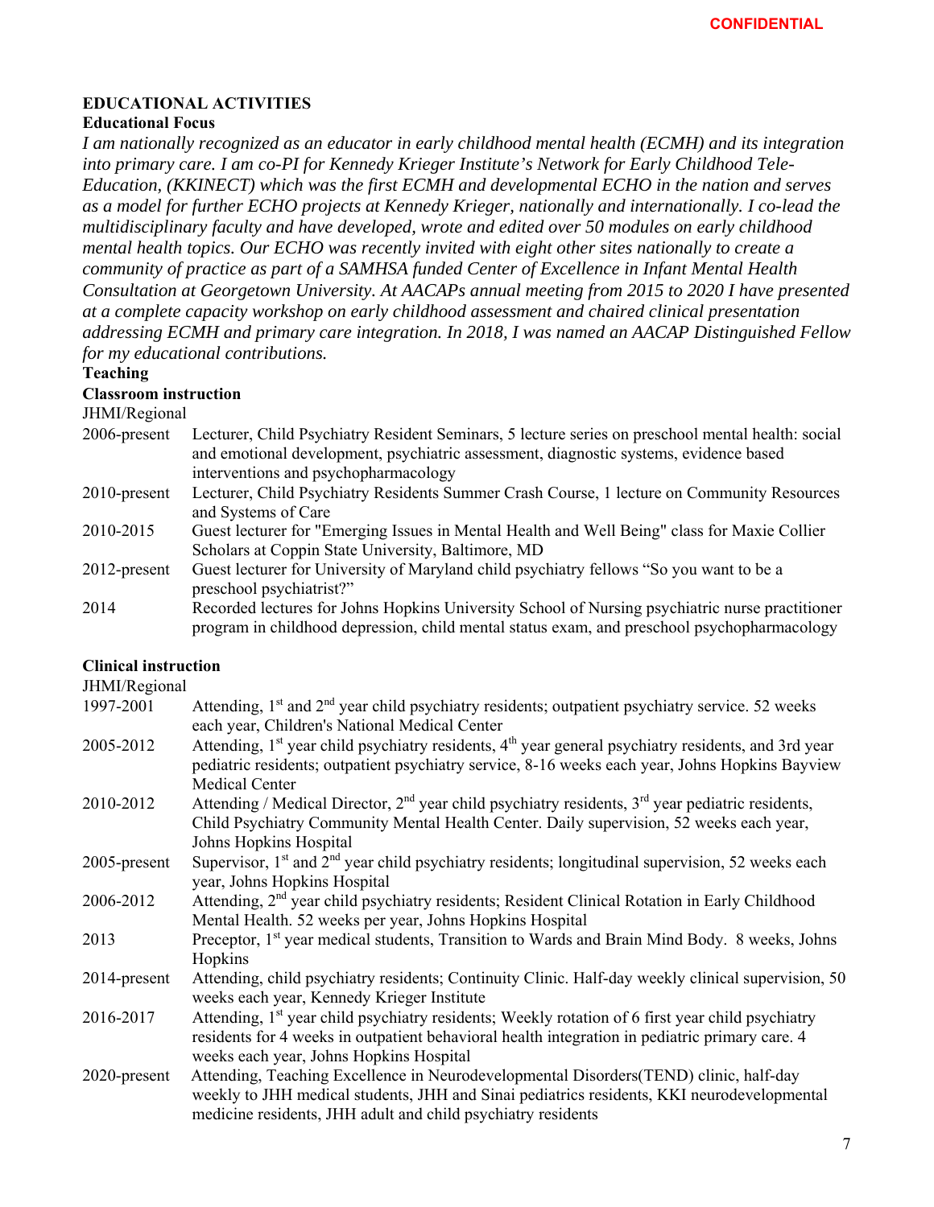## EDUCATIONAL ACTIVITIES

### Educational Focus

*I am nationally recognized as an educator in early childhood mental health (ECMH) and its integration into primary care. I am co-PI for Kennedy Krieger Institute's Network for Early Childhood Tele-Education, (KKINECT) which was the first ECMH and developmental ECHO in the nation and serves as a model for further ECHO projects at Kennedy Krieger, nationally and internationally. I co-lead the multidisciplinary faculty and have developed, wrote and edited over 50 modules on early childhood mental health topics. Our ECHO was recently invited with eight other sites nationally to create a community of practice as part of a SAMHSA funded Center of Excellence in Infant Mental Health Consultation at Georgetown University. At AACAPs annual meeting from 2015 to 2020 I have presented at a complete capacity workshop on early childhood assessment and chaired clinical presentation addressing ECMH and primary care integration. In 2018, I was named an AACAP Distinguished Fellow for my educational contributions.*

### Teaching

#### Classroom instruction

JHMI/Regional

| | |
|---|---|
| 2006-present | Lecturer, Child Psychiatry Resident Seminars, 5 lecture series on preschool mental health: social and emotional development, psychiatric assessment, diagnostic systems, evidence based interventions and psychopharmacology |
| 2010-present | Lecturer, Child Psychiatry Residents Summer Crash Course, 1 lecture on Community Resources and Systems of Care |
| 2010-2015 | Guest lecturer for "Emerging Issues in Mental Health and Well Being" class for Maxie Collier Scholars at Coppin State University, Baltimore, MD |
| 2012-present | Guest lecturer for University of Maryland child psychiatry fellows "So you want to be a preschool psychiatrist?" |
| 2014 | Recorded lectures for Johns Hopkins University School of Nursing psychiatric nurse practitioner program in childhood depression, child mental status exam, and preschool psychopharmacology |

#### Clinical instruction

JHMI/Regional

| | |
|---|---|
| 1997-2001 | Attending, 1st and 2nd year child psychiatry residents; outpatient psychiatry service. 52 weeks each year, Children's National Medical Center |
| 2005-2012 | Attending, 1st year child psychiatry residents, 4th year general psychiatry residents, and 3rd year pediatric residents; outpatient psychiatry service, 8-16 weeks each year, Johns Hopkins Bayview Medical Center |
| 2010-2012 | Attending / Medical Director, 2nd year child psychiatry residents, 3rd year pediatric residents, Child Psychiatry Community Mental Health Center. Daily supervision, 52 weeks each year, Johns Hopkins Hospital |
| 2005-present | Supervisor, 1st and 2nd year child psychiatry residents; longitudinal supervision, 52 weeks each year, Johns Hopkins Hospital |
| 2006-2012 | Attending, 2nd year child psychiatry residents; Resident Clinical Rotation in Early Childhood Mental Health. 52 weeks per year, Johns Hopkins Hospital |
| 2013 | Preceptor, 1st year medical students, Transition to Wards and Brain Mind Body. 8 weeks, Johns Hopkins |
| 2014-present | Attending, child psychiatry residents; Continuity Clinic. Half-day weekly clinical supervision, 50 weeks each year, Kennedy Krieger Institute |
| 2016-2017 | Attending, 1st year child psychiatry residents; Weekly rotation of 6 first year child psychiatry residents for 4 weeks in outpatient behavioral health integration in pediatric primary care. 4 weeks each year, Johns Hopkins Hospital |
| 2020-present | Attending, Teaching Excellence in Neurodevelopmental Disorders(TEND) clinic, half-day weekly to JHH medical students, JHH and Sinai pediatrics residents, KKI neurodevelopmental medicine residents, JHH adult and child psychiatry residents |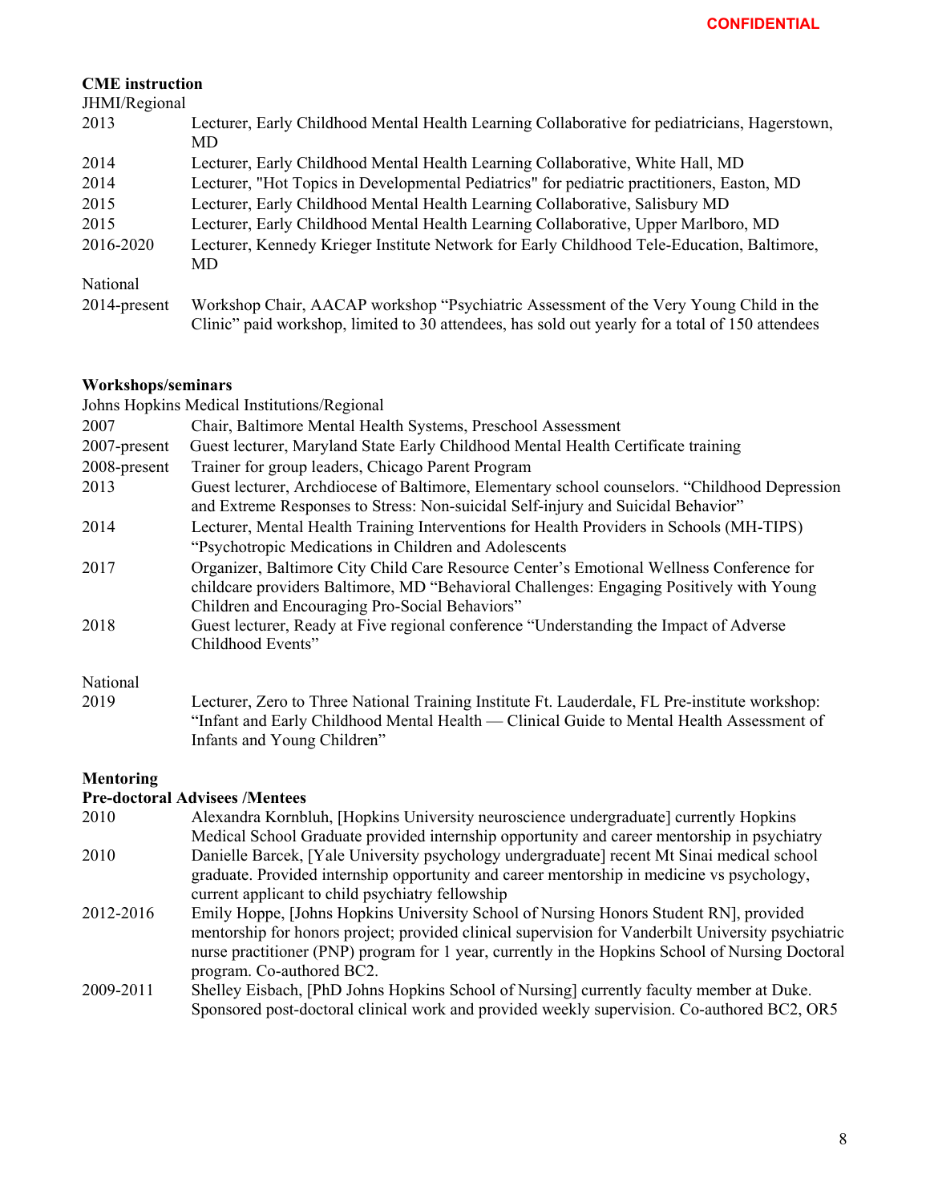**CME instruction**

JHMI/Regional

| | |
|---|---|
| 2013 | Lecturer, Early Childhood Mental Health Learning Collaborative for pediatricians, Hagerstown, MD |
| 2014 | Lecturer, Early Childhood Mental Health Learning Collaborative, White Hall, MD |
| 2014 | Lecturer, "Hot Topics in Developmental Pediatrics" for pediatric practitioners, Easton, MD |
| 2015 | Lecturer, Early Childhood Mental Health Learning Collaborative, Salisbury MD |
| 2015 | Lecturer, Early Childhood Mental Health Learning Collaborative, Upper Marlboro, MD |
| 2016-2020 | Lecturer, Kennedy Krieger Institute Network for Early Childhood Tele-Education, Baltimore, MD |

National

| | |
|---|---|
| 2014-present | Workshop Chair, AACAP workshop "Psychiatric Assessment of the Very Young Child in the Clinic" paid workshop, limited to 30 attendees, has sold out yearly for a total of 150 attendees |

**Workshops/seminars**

Johns Hopkins Medical Institutions/Regional

| | |
|---|---|
| 2007 | Chair, Baltimore Mental Health Systems, Preschool Assessment |
| 2007-present | Guest lecturer, Maryland State Early Childhood Mental Health Certificate training |
| 2008-present | Trainer for group leaders, Chicago Parent Program |
| 2013 | Guest lecturer, Archdiocese of Baltimore, Elementary school counselors. "Childhood Depression and Extreme Responses to Stress: Non-suicidal Self-injury and Suicidal Behavior" |
| 2014 | Lecturer, Mental Health Training Interventions for Health Providers in Schools (MH-TIPS) "Psychotropic Medications in Children and Adolescents |
| 2017 | Organizer, Baltimore City Child Care Resource Center's Emotional Wellness Conference for childcare providers Baltimore, MD "Behavioral Challenges: Engaging Positively with Young Children and Encouraging Pro-Social Behaviors" |
| 2018 | Guest lecturer, Ready at Five regional conference "Understanding the Impact of Adverse Childhood Events" |

National

| | |
|---|---|
| 2019 | Lecturer, Zero to Three National Training Institute Ft. Lauderdale, FL Pre-institute workshop: "Infant and Early Childhood Mental Health — Clinical Guide to Mental Health Assessment of Infants and Young Children" |

**Mentoring**

**Pre-doctoral Advisees /Mentees**

| | |
|---|---|
| 2010 | Alexandra Kornbluh, [Hopkins University neuroscience undergraduate] currently Hopkins Medical School Graduate provided internship opportunity and career mentorship in psychiatry |
| 2010 | Danielle Barcek, [Yale University psychology undergraduate] recent Mt Sinai medical school graduate. Provided internship opportunity and career mentorship in medicine vs psychology, current applicant to child psychiatry fellowship |
| 2012-2016 | Emily Hoppe, [Johns Hopkins University School of Nursing Honors Student RN], provided mentorship for honors project; provided clinical supervision for Vanderbilt University psychiatric nurse practitioner (PNP) program for 1 year, currently in the Hopkins School of Nursing Doctoral program. Co-authored BC2. |
| 2009-2011 | Shelley Eisbach, [PhD Johns Hopkins School of Nursing] currently faculty member at Duke. Sponsored post-doctoral clinical work and provided weekly supervision. Co-authored BC2, OR5 |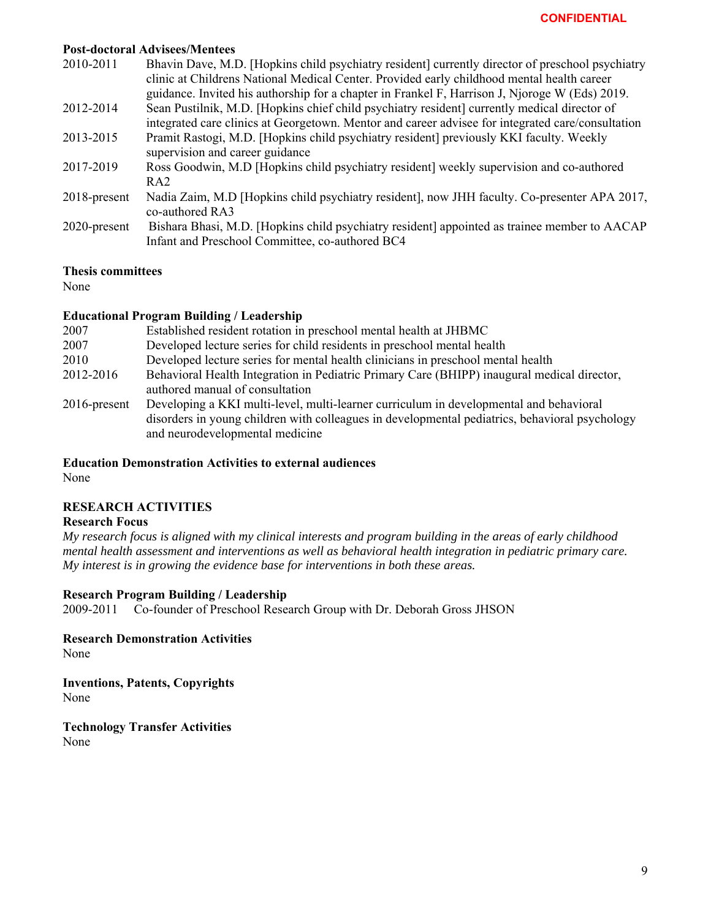**CONFIDENTIAL**

**Post-doctoral Advisees/Mentees**

| | |
|---|---|
| 2010-2011 | Bhavin Dave, M.D. [Hopkins child psychiatry resident] currently director of preschool psychiatry clinic at Childrens National Medical Center. Provided early childhood mental health career guidance. Invited his authorship for a chapter in Frankel F, Harrison J, Njoroge W (Eds) 2019. |
| 2012-2014 | Sean Pustilnik, M.D. [Hopkins chief child psychiatry resident] currently medical director of integrated care clinics at Georgetown. Mentor and career advisee for integrated care/consultation |
| 2013-2015 | Pramit Rastogi, M.D. [Hopkins child psychiatry resident] previously KKI faculty. Weekly supervision and career guidance |
| 2017-2019 | Ross Goodwin, M.D [Hopkins child psychiatry resident] weekly supervision and co-authored RA2 |
| 2018-present | Nadia Zaim, M.D [Hopkins child psychiatry resident], now JHH faculty. Co-presenter APA 2017, co-authored RA3 |
| 2020-present | Bishara Bhasi, M.D. [Hopkins child psychiatry resident] appointed as trainee member to AACAP Infant and Preschool Committee, co-authored BC4 |

**Thesis committees**

None

**Educational Program Building / Leadership**

| | |
|---|---|
| 2007 | Established resident rotation in preschool mental health at JHBMC |
| 2007 | Developed lecture series for child residents in preschool mental health |
| 2010 | Developed lecture series for mental health clinicians in preschool mental health |
| 2012-2016 | Behavioral Health Integration in Pediatric Primary Care (BHIPP) inaugural medical director, authored manual of consultation |
| 2016-present | Developing a KKI multi-level, multi-learner curriculum in developmental and behavioral disorders in young children with colleagues in developmental pediatrics, behavioral psychology and neurodevelopmental medicine |

**Education Demonstration Activities to external audiences**

None

## RESEARCH ACTIVITIES

**Research Focus**

*My research focus is aligned with my clinical interests and program building in the areas of early childhood mental health assessment and interventions as well as behavioral health integration in pediatric primary care. My interest is in growing the evidence base for interventions in both these areas.*

**Research Program Building / Leadership**

2009-2011 Co-founder of Preschool Research Group with Dr. Deborah Gross JHSON

**Research Demonstration Activities**

None

**Inventions, Patents, Copyrights**

None

**Technology Transfer Activities**

None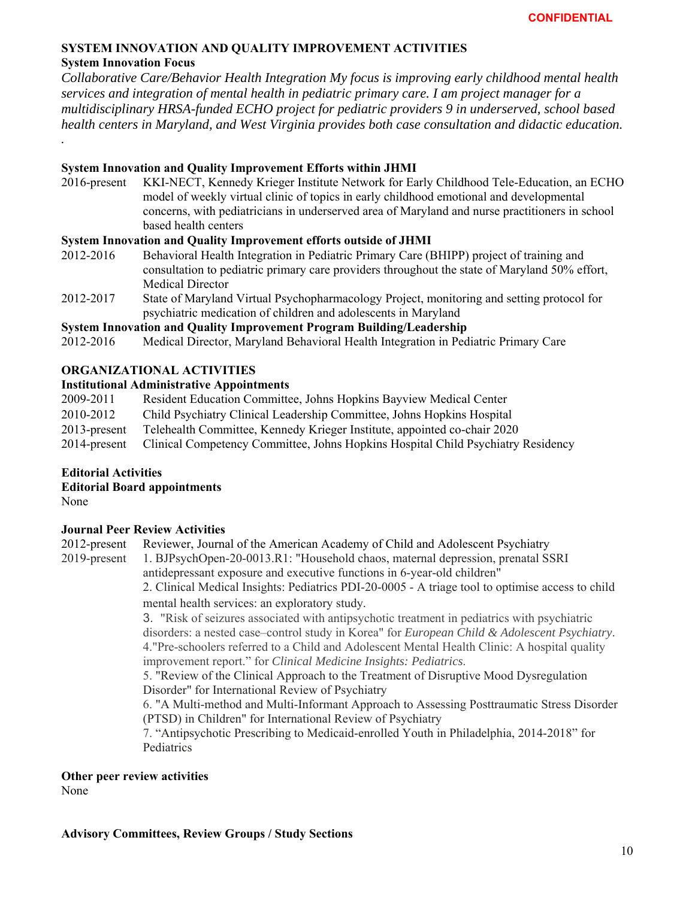**CONFIDENTIAL**

## SYSTEM INNOVATION AND QUALITY IMPROVEMENT ACTIVITIES

### System Innovation Focus

*Collaborative Care/Behavior Health Integration My focus is improving early childhood mental health services and integration of mental health in pediatric primary care. I am project manager for a multidisciplinary HRSA-funded ECHO project for pediatric providers 9 in underserved, school based health centers in Maryland, and West Virginia provides both case consultation and didactic education.*

.

### System Innovation and Quality Improvement Efforts within JHMI

2016-present KKI-NECT, Kennedy Krieger Institute Network for Early Childhood Tele-Education, an ECHO model of weekly virtual clinic of topics in early childhood emotional and developmental concerns, with pediatricians in underserved area of Maryland and nurse practitioners in school based health centers

### System Innovation and Quality Improvement efforts outside of JHMI

2012-2016 Behavioral Health Integration in Pediatric Primary Care (BHIPP) project of training and consultation to pediatric primary care providers throughout the state of Maryland 50% effort, Medical Director

2012-2017 State of Maryland Virtual Psychopharmacology Project, monitoring and setting protocol for psychiatric medication of children and adolescents in Maryland

### System Innovation and Quality Improvement Program Building/Leadership

2012-2016 Medical Director, Maryland Behavioral Health Integration in Pediatric Primary Care

## ORGANIZATIONAL ACTIVITIES

### Institutional Administrative Appointments

2009-2011 Resident Education Committee, Johns Hopkins Bayview Medical Center

2010-2012 Child Psychiatry Clinical Leadership Committee, Johns Hopkins Hospital

2013-present Telehealth Committee, Kennedy Krieger Institute, appointed co-chair 2020

2014-present Clinical Competency Committee, Johns Hopkins Hospital Child Psychiatry Residency

### Editorial Activities

### Editorial Board appointments

None

### Journal Peer Review Activities

2012-present Reviewer, Journal of the American Academy of Child and Adolescent Psychiatry

2019-present 1. BJPsychOpen-20-0013.R1: "Household chaos, maternal depression, prenatal SSRI antidepressant exposure and executive functions in 6-year-old children"

2. Clinical Medical Insights: Pediatrics PDI-20-0005 - A triage tool to optimise access to child mental health services: an exploratory study.

3. "Risk of seizures associated with antipsychotic treatment in pediatrics with psychiatric disorders: a nested case–control study in Korea" for *European Child & Adolescent Psychiatry*.

4."Pre-schoolers referred to a Child and Adolescent Mental Health Clinic: A hospital quality improvement report." for *Clinical Medicine Insights: Pediatrics.*

5. "Review of the Clinical Approach to the Treatment of Disruptive Mood Dysregulation Disorder" for International Review of Psychiatry

6. "A Multi-method and Multi-Informant Approach to Assessing Posttraumatic Stress Disorder (PTSD) in Children" for International Review of Psychiatry

7. "Antipsychotic Prescribing to Medicaid-enrolled Youth in Philadelphia, 2014-2018" for Pediatrics

### Other peer review activities

None

### Advisory Committees, Review Groups / Study Sections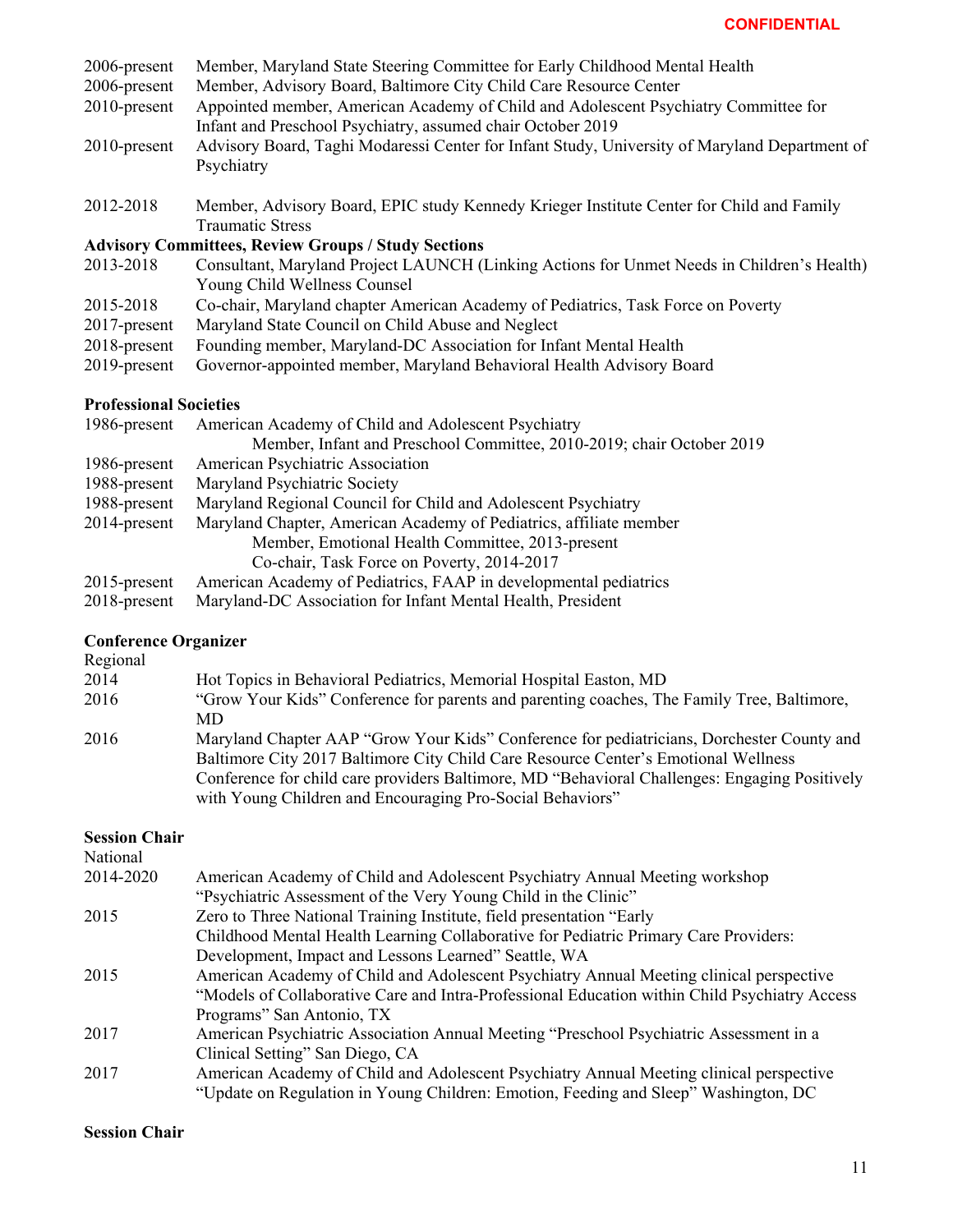**CONFIDENTIAL**

2006-present Member, Maryland State Steering Committee for Early Childhood Mental Health
2006-present Member, Advisory Board, Baltimore City Child Care Resource Center
2010-present Appointed member, American Academy of Child and Adolescent Psychiatry Committee for Infant and Preschool Psychiatry, assumed chair October 2019
2010-present Advisory Board, Taghi Modaressi Center for Infant Study, University of Maryland Department of Psychiatry

2012-2018 Member, Advisory Board, EPIC study Kennedy Krieger Institute Center for Child and Family Traumatic Stress

**Advisory Committees, Review Groups / Study Sections**

2013-2018 Consultant, Maryland Project LAUNCH (Linking Actions for Unmet Needs in Children's Health) Young Child Wellness Counsel
2015-2018 Co-chair, Maryland chapter American Academy of Pediatrics, Task Force on Poverty
2017-present Maryland State Council on Child Abuse and Neglect
2018-present Founding member, Maryland-DC Association for Infant Mental Health
2019-present Governor-appointed member, Maryland Behavioral Health Advisory Board

**Professional Societies**

1986-present American Academy of Child and Adolescent Psychiatry
Member, Infant and Preschool Committee, 2010-2019; chair October 2019
1986-present American Psychiatric Association
1988-present Maryland Psychiatric Society
1988-present Maryland Regional Council for Child and Adolescent Psychiatry
2014-present Maryland Chapter, American Academy of Pediatrics, affiliate member
Member, Emotional Health Committee, 2013-present
Co-chair, Task Force on Poverty, 2014-2017
2015-present American Academy of Pediatrics, FAAP in developmental pediatrics
2018-present Maryland-DC Association for Infant Mental Health, President

**Conference Organizer**

Regional

2014 Hot Topics in Behavioral Pediatrics, Memorial Hospital Easton, MD
2016 "Grow Your Kids" Conference for parents and parenting coaches, The Family Tree, Baltimore, MD
2016 Maryland Chapter AAP "Grow Your Kids" Conference for pediatricians, Dorchester County and Baltimore City 2017 Baltimore City Child Care Resource Center's Emotional Wellness Conference for child care providers Baltimore, MD "Behavioral Challenges: Engaging Positively with Young Children and Encouraging Pro-Social Behaviors"

**Session Chair**

National

2014-2020 American Academy of Child and Adolescent Psychiatry Annual Meeting workshop "Psychiatric Assessment of the Very Young Child in the Clinic"
2015 Zero to Three National Training Institute, field presentation "Early Childhood Mental Health Learning Collaborative for Pediatric Primary Care Providers: Development, Impact and Lessons Learned" Seattle, WA
2015 American Academy of Child and Adolescent Psychiatry Annual Meeting clinical perspective "Models of Collaborative Care and Intra-Professional Education within Child Psychiatry Access Programs" San Antonio, TX
2017 American Psychiatric Association Annual Meeting "Preschool Psychiatric Assessment in a Clinical Setting" San Diego, CA
2017 American Academy of Child and Adolescent Psychiatry Annual Meeting clinical perspective "Update on Regulation in Young Children: Emotion, Feeding and Sleep" Washington, DC

**Session Chair**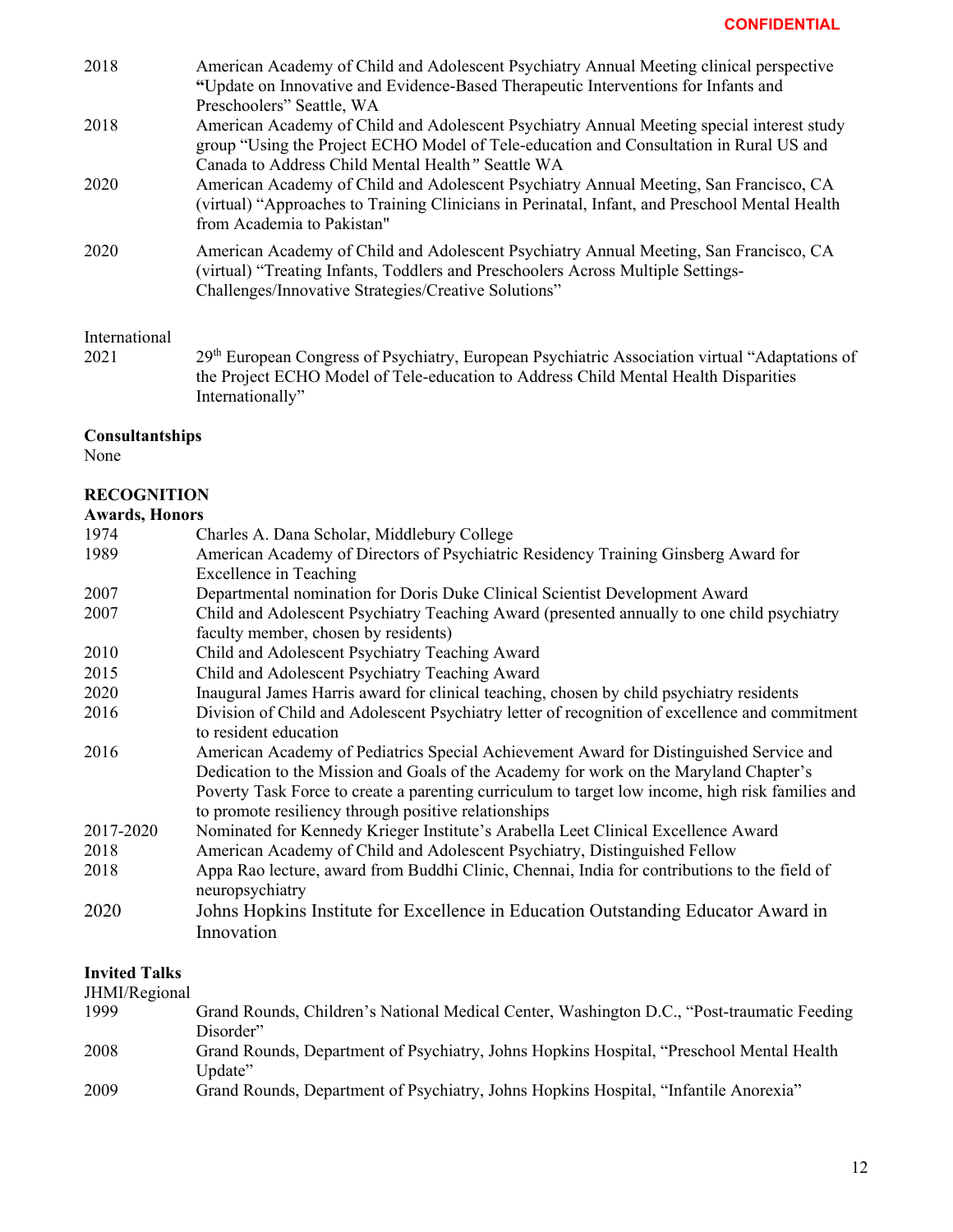CONFIDENTIAL

| | |
|---|---|
| 2018 | American Academy of Child and Adolescent Psychiatry Annual Meeting clinical perspective "Update on Innovative and Evidence-Based Therapeutic Interventions for Infants and Preschoolers" Seattle, WA |
| 2018 | American Academy of Child and Adolescent Psychiatry Annual Meeting special interest study group "Using the Project ECHO Model of Tele-education and Consultation in Rural US and Canada to Address Child Mental Health" Seattle WA |
| 2020 | American Academy of Child and Adolescent Psychiatry Annual Meeting, San Francisco, CA (virtual) "Approaches to Training Clinicians in Perinatal, Infant, and Preschool Mental Health from Academia to Pakistan" |
| 2020 | American Academy of Child and Adolescent Psychiatry Annual Meeting, San Francisco, CA (virtual) "Treating Infants, Toddlers and Preschoolers Across Multiple Settings- Challenges/Innovative Strategies/Creative Solutions" |

International

| | |
|---|---|
| 2021 | 29th European Congress of Psychiatry, European Psychiatric Association virtual "Adaptations of the Project ECHO Model of Tele-education to Address Child Mental Health Disparities Internationally" |

**Consultantships**

None

**RECOGNITION**

**Awards, Honors**

| | |
|---|---|
| 1974 | Charles A. Dana Scholar, Middlebury College |
| 1989 | American Academy of Directors of Psychiatric Residency Training Ginsberg Award for Excellence in Teaching |
| 2007 | Departmental nomination for Doris Duke Clinical Scientist Development Award |
| 2007 | Child and Adolescent Psychiatry Teaching Award (presented annually to one child psychiatry faculty member, chosen by residents) |
| 2010 | Child and Adolescent Psychiatry Teaching Award |
| 2015 | Child and Adolescent Psychiatry Teaching Award |
| 2020 | Inaugural James Harris award for clinical teaching, chosen by child psychiatry residents |
| 2016 | Division of Child and Adolescent Psychiatry letter of recognition of excellence and commitment to resident education |
| 2016 | American Academy of Pediatrics Special Achievement Award for Distinguished Service and Dedication to the Mission and Goals of the Academy for work on the Maryland Chapter's Poverty Task Force to create a parenting curriculum to target low income, high risk families and to promote resiliency through positive relationships |
| 2017-2020 | Nominated for Kennedy Krieger Institute's Arabella Leet Clinical Excellence Award |
| 2018 | American Academy of Child and Adolescent Psychiatry, Distinguished Fellow |
| 2018 | Appa Rao lecture, award from Buddhi Clinic, Chennai, India for contributions to the field of neuropsychiatry |
| 2020 | Johns Hopkins Institute for Excellence in Education Outstanding Educator Award in Innovation |

**Invited Talks**

JHMI/Regional

| | |
|---|---|
| 1999 | Grand Rounds, Children's National Medical Center, Washington D.C., "Post-traumatic Feeding Disorder" |
| 2008 | Grand Rounds, Department of Psychiatry, Johns Hopkins Hospital, "Preschool Mental Health Update" |
| 2009 | Grand Rounds, Department of Psychiatry, Johns Hopkins Hospital, "Infantile Anorexia" |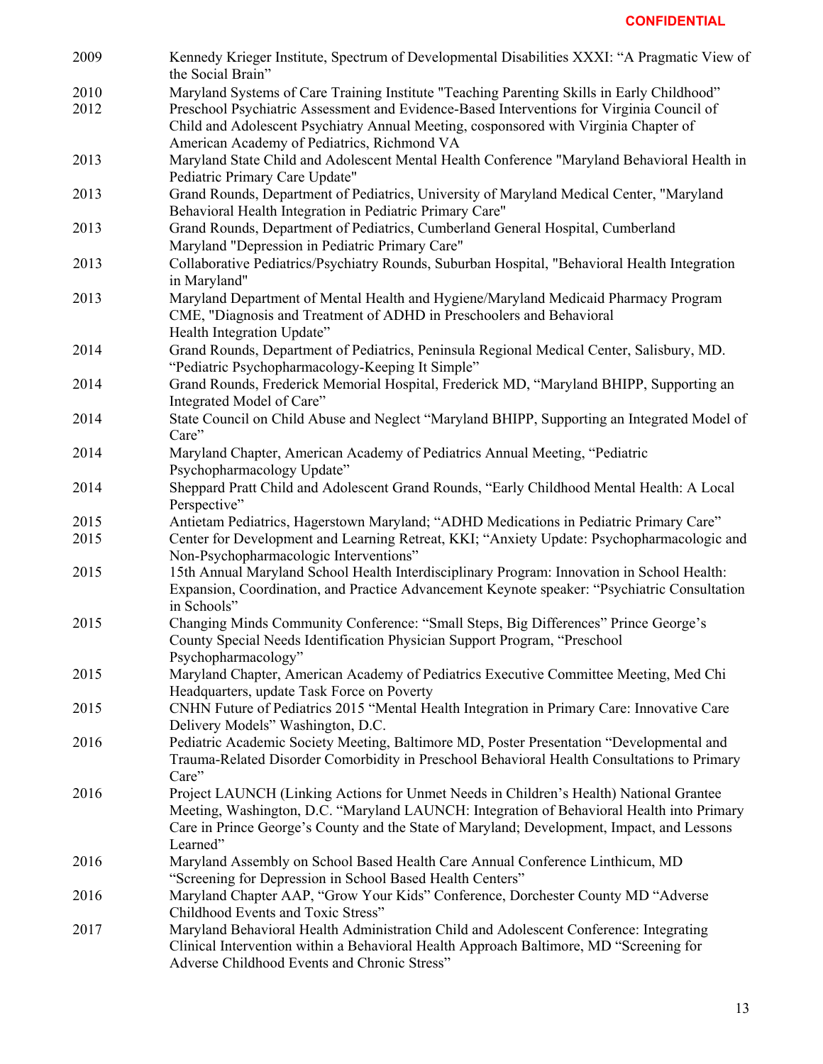**CONFIDENTIAL**

| | |
|---|---|
| 2009 | Kennedy Krieger Institute, Spectrum of Developmental Disabilities XXXI: "A Pragmatic View of the Social Brain" |
| 2010 | Maryland Systems of Care Training Institute "Teaching Parenting Skills in Early Childhood" |
| 2012 | Preschool Psychiatric Assessment and Evidence-Based Interventions for Virginia Council of Child and Adolescent Psychiatry Annual Meeting, cosponsored with Virginia Chapter of American Academy of Pediatrics, Richmond VA |
| 2013 | Maryland State Child and Adolescent Mental Health Conference "Maryland Behavioral Health in Pediatric Primary Care Update" |
| 2013 | Grand Rounds, Department of Pediatrics, University of Maryland Medical Center, "Maryland Behavioral Health Integration in Pediatric Primary Care" |
| 2013 | Grand Rounds, Department of Pediatrics, Cumberland General Hospital, Cumberland Maryland "Depression in Pediatric Primary Care" |
| 2013 | Collaborative Pediatrics/Psychiatry Rounds, Suburban Hospital, "Behavioral Health Integration in Maryland" |
| 2013 | Maryland Department of Mental Health and Hygiene/Maryland Medicaid Pharmacy Program CME, "Diagnosis and Treatment of ADHD in Preschoolers and Behavioral Health Integration Update" |
| 2014 | Grand Rounds, Department of Pediatrics, Peninsula Regional Medical Center, Salisbury, MD. "Pediatric Psychopharmacology-Keeping It Simple" |
| 2014 | Grand Rounds, Frederick Memorial Hospital, Frederick MD, "Maryland BHIPP, Supporting an Integrated Model of Care" |
| 2014 | State Council on Child Abuse and Neglect "Maryland BHIPP, Supporting an Integrated Model of Care" |
| 2014 | Maryland Chapter, American Academy of Pediatrics Annual Meeting, "Pediatric Psychopharmacology Update" |
| 2014 | Sheppard Pratt Child and Adolescent Grand Rounds, "Early Childhood Mental Health: A Local Perspective" |
| 2015 | Antietam Pediatrics, Hagerstown Maryland; "ADHD Medications in Pediatric Primary Care" |
| 2015 | Center for Development and Learning Retreat, KKI; "Anxiety Update: Psychopharmacologic and Non-Psychopharmacologic Interventions" |
| 2015 | 15th Annual Maryland School Health Interdisciplinary Program: Innovation in School Health: Expansion, Coordination, and Practice Advancement Keynote speaker: "Psychiatric Consultation in Schools" |
| 2015 | Changing Minds Community Conference: "Small Steps, Big Differences" Prince George's County Special Needs Identification Physician Support Program, "Preschool Psychopharmacology" |
| 2015 | Maryland Chapter, American Academy of Pediatrics Executive Committee Meeting, Med Chi Headquarters, update Task Force on Poverty |
| 2015 | CNHN Future of Pediatrics 2015 "Mental Health Integration in Primary Care: Innovative Care Delivery Models" Washington, D.C. |
| 2016 | Pediatric Academic Society Meeting, Baltimore MD, Poster Presentation "Developmental and Trauma-Related Disorder Comorbidity in Preschool Behavioral Health Consultations to Primary Care" |
| 2016 | Project LAUNCH (Linking Actions for Unmet Needs in Children's Health) National Grantee Meeting, Washington, D.C. "Maryland LAUNCH: Integration of Behavioral Health into Primary Care in Prince George's County and the State of Maryland; Development, Impact, and Lessons Learned" |
| 2016 | Maryland Assembly on School Based Health Care Annual Conference Linthicum, MD "Screening for Depression in School Based Health Centers" |
| 2016 | Maryland Chapter AAP, "Grow Your Kids" Conference, Dorchester County MD "Adverse Childhood Events and Toxic Stress" |
| 2017 | Maryland Behavioral Health Administration Child and Adolescent Conference: Integrating Clinical Intervention within a Behavioral Health Approach Baltimore, MD "Screening for Adverse Childhood Events and Chronic Stress" |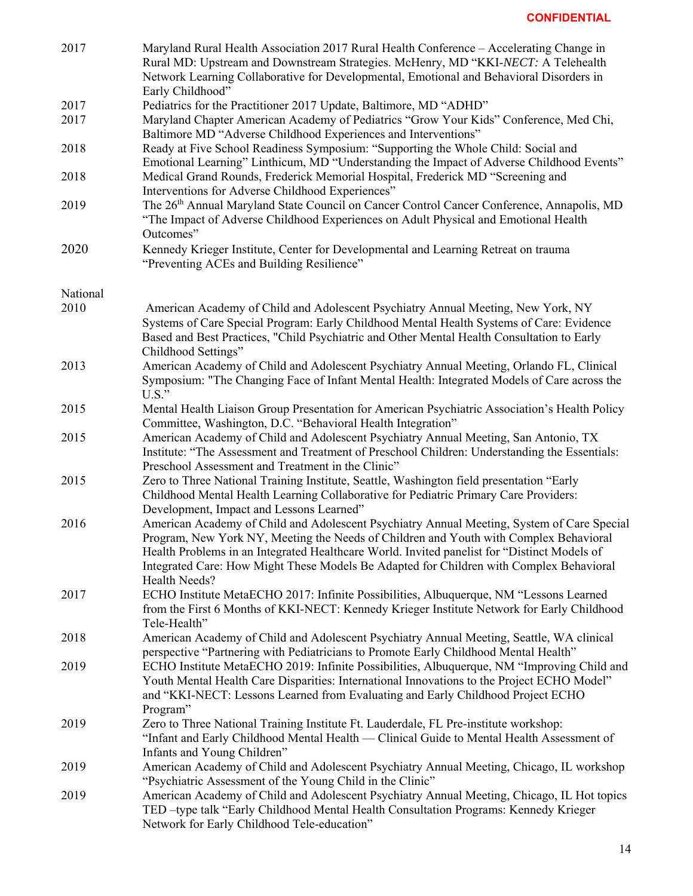| | |
|---|---|
| 2017 | Maryland Rural Health Association 2017 Rural Health Conference – Accelerating Change in Rural MD: Upstream and Downstream Strategies. McHenry, MD "KKI-*NECT:* A Telehealth Network Learning Collaborative for Developmental, Emotional and Behavioral Disorders in Early Childhood" |
| 2017 | Pediatrics for the Practitioner 2017 Update, Baltimore, MD "ADHD" |
| 2017 | Maryland Chapter American Academy of Pediatrics "Grow Your Kids" Conference, Med Chi, Baltimore MD "Adverse Childhood Experiences and Interventions" |
| 2018 | Ready at Five School Readiness Symposium: "Supporting the Whole Child: Social and Emotional Learning" Linthicum, MD "Understanding the Impact of Adverse Childhood Events" |
| 2018 | Medical Grand Rounds, Frederick Memorial Hospital, Frederick MD "Screening and Interventions for Adverse Childhood Experiences" |
| 2019 | The 26th Annual Maryland State Council on Cancer Control Cancer Conference, Annapolis, MD "The Impact of Adverse Childhood Experiences on Adult Physical and Emotional Health Outcomes" |
| 2020 | Kennedy Krieger Institute, Center for Developmental and Learning Retreat on trauma "Preventing ACEs and Building Resilience" |

National

| | |
|---|---|
| 2010 | American Academy of Child and Adolescent Psychiatry Annual Meeting, New York, NY Systems of Care Special Program: Early Childhood Mental Health Systems of Care: Evidence Based and Best Practices, "Child Psychiatric and Other Mental Health Consultation to Early Childhood Settings" |
| 2013 | American Academy of Child and Adolescent Psychiatry Annual Meeting, Orlando FL, Clinical Symposium: "The Changing Face of Infant Mental Health: Integrated Models of Care across the U.S." |
| 2015 | Mental Health Liaison Group Presentation for American Psychiatric Association's Health Policy Committee, Washington, D.C. "Behavioral Health Integration" |
| 2015 | American Academy of Child and Adolescent Psychiatry Annual Meeting, San Antonio, TX Institute: "The Assessment and Treatment of Preschool Children: Understanding the Essentials: Preschool Assessment and Treatment in the Clinic" |
| 2015 | Zero to Three National Training Institute, Seattle, Washington field presentation "Early Childhood Mental Health Learning Collaborative for Pediatric Primary Care Providers: Development, Impact and Lessons Learned" |
| 2016 | American Academy of Child and Adolescent Psychiatry Annual Meeting, System of Care Special Program, New York NY, Meeting the Needs of Children and Youth with Complex Behavioral Health Problems in an Integrated Healthcare World. Invited panelist for "Distinct Models of Integrated Care: How Might These Models Be Adapted for Children with Complex Behavioral Health Needs? |
| 2017 | ECHO Institute MetaECHO 2017: Infinite Possibilities, Albuquerque, NM "Lessons Learned from the First 6 Months of KKI-NECT: Kennedy Krieger Institute Network for Early Childhood Tele-Health" |
| 2018 | American Academy of Child and Adolescent Psychiatry Annual Meeting, Seattle, WA clinical perspective "Partnering with Pediatricians to Promote Early Childhood Mental Health" |
| 2019 | ECHO Institute MetaECHO 2019: Infinite Possibilities, Albuquerque, NM "Improving Child and Youth Mental Health Care Disparities: International Innovations to the Project ECHO Model" and "KKI-NECT: Lessons Learned from Evaluating and Early Childhood Project ECHO Program" |
| 2019 | Zero to Three National Training Institute Ft. Lauderdale, FL Pre-institute workshop: "Infant and Early Childhood Mental Health — Clinical Guide to Mental Health Assessment of Infants and Young Children" |
| 2019 | American Academy of Child and Adolescent Psychiatry Annual Meeting, Chicago, IL workshop "Psychiatric Assessment of the Young Child in the Clinic" |
| 2019 | American Academy of Child and Adolescent Psychiatry Annual Meeting, Chicago, IL Hot topics TED –type talk "Early Childhood Mental Health Consultation Programs: Kennedy Krieger Network for Early Childhood Tele-education" |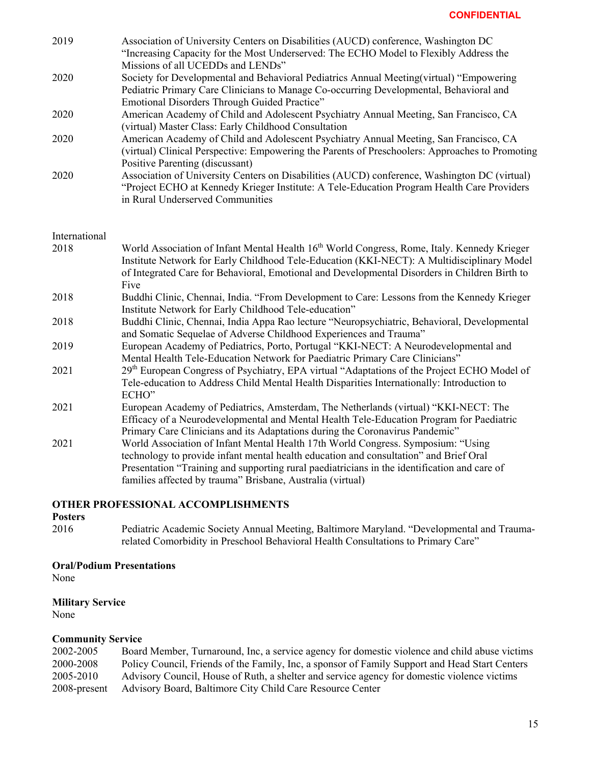**CONFIDENTIAL**

| | |
|---|---|
| 2019 | Association of University Centers on Disabilities (AUCD) conference, Washington DC "Increasing Capacity for the Most Underserved: The ECHO Model to Flexibly Address the Missions of all UCEDDs and LENDs" |
| 2020 | Society for Developmental and Behavioral Pediatrics Annual Meeting(virtual) "Empowering Pediatric Primary Care Clinicians to Manage Co-occurring Developmental, Behavioral and Emotional Disorders Through Guided Practice" |
| 2020 | American Academy of Child and Adolescent Psychiatry Annual Meeting, San Francisco, CA (virtual) Master Class: Early Childhood Consultation |
| 2020 | American Academy of Child and Adolescent Psychiatry Annual Meeting, San Francisco, CA (virtual) Clinical Perspective: Empowering the Parents of Preschoolers: Approaches to Promoting Positive Parenting (discussant) |
| 2020 | Association of University Centers on Disabilities (AUCD) conference, Washington DC (virtual) "Project ECHO at Kennedy Krieger Institute: A Tele-Education Program Health Care Providers in Rural Underserved Communities |

International

| | |
|---|---|
| 2018 | World Association of Infant Mental Health 16th World Congress, Rome, Italy. Kennedy Krieger Institute Network for Early Childhood Tele-Education (KKI-NECT): A Multidisciplinary Model of Integrated Care for Behavioral, Emotional and Developmental Disorders in Children Birth to Five |
| 2018 | Buddhi Clinic, Chennai, India. "From Development to Care: Lessons from the Kennedy Krieger Institute Network for Early Childhood Tele-education" |
| 2018 | Buddhi Clinic, Chennai, India Appa Rao lecture "Neuropsychiatric, Behavioral, Developmental and Somatic Sequelae of Adverse Childhood Experiences and Trauma" |
| 2019 | European Academy of Pediatrics, Porto, Portugal "KKI-NECT: A Neurodevelopmental and Mental Health Tele-Education Network for Paediatric Primary Care Clinicians" |
| 2021 | 29th European Congress of Psychiatry, EPA virtual "Adaptations of the Project ECHO Model of Tele-education to Address Child Mental Health Disparities Internationally: Introduction to ECHO" |
| 2021 | European Academy of Pediatrics, Amsterdam, The Netherlands (virtual) "KKI-NECT: The Efficacy of a Neurodevelopmental and Mental Health Tele-Education Program for Paediatric Primary Care Clinicians and its Adaptations during the Coronavirus Pandemic" |
| 2021 | World Association of Infant Mental Health 17th World Congress. Symposium: "Using technology to provide infant mental health education and consultation" and Brief Oral Presentation "Training and supporting rural paediatricians in the identification and care of families affected by trauma" Brisbane, Australia (virtual) |

## OTHER PROFESSIONAL ACCOMPLISHMENTS

**Posters**

| | |
|---|---|
| 2016 | Pediatric Academic Society Annual Meeting, Baltimore Maryland. "Developmental and Trauma-related Comorbidity in Preschool Behavioral Health Consultations to Primary Care" |

**Oral/Podium Presentations**

None

**Military Service**

None

**Community Service**

| | |
|---|---|
| 2002-2005 | Board Member, Turnaround, Inc, a service agency for domestic violence and child abuse victims |
| 2000-2008 | Policy Council, Friends of the Family, Inc, a sponsor of Family Support and Head Start Centers |
| 2005-2010 | Advisory Council, House of Ruth, a shelter and service agency for domestic violence victims |
| 2008-present | Advisory Board, Baltimore City Child Care Resource Center |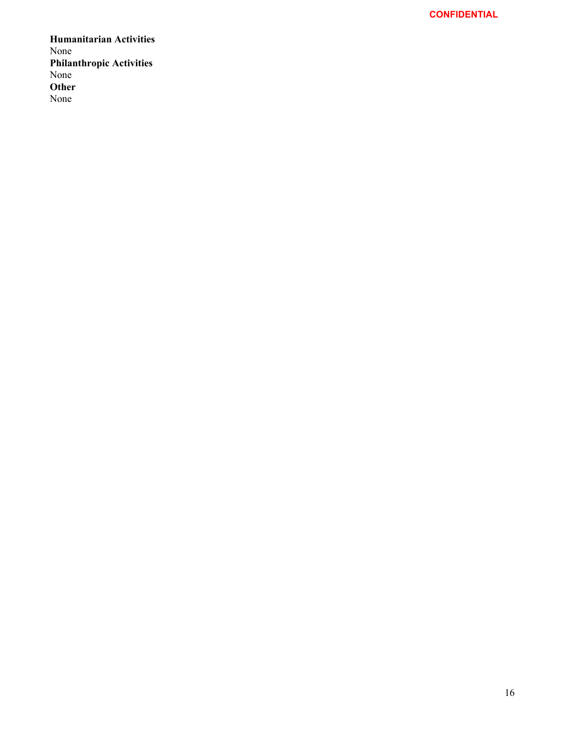**Humanitarian Activities**
None
**Philanthropic Activities**
None
**Other**
None